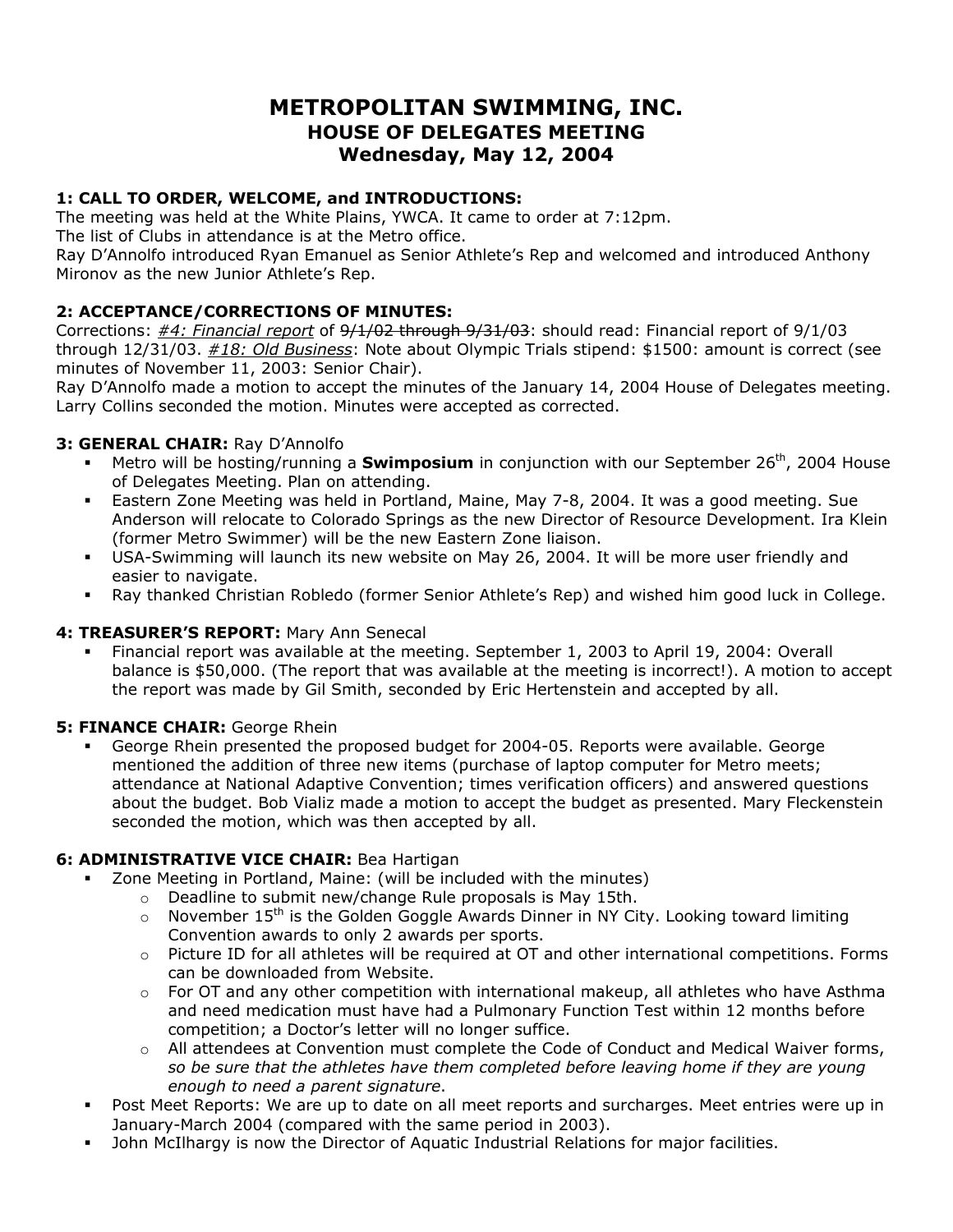# METROPOLITAN SWIMMING, INC.
## HOUSE OF DELEGATES MEETING
## Wednesday, May 12, 2004

### 1: CALL TO ORDER, WELCOME, and INTRODUCTIONS:

The meeting was held at the White Plains, YWCA. It came to order at 7:12pm.
The list of Clubs in attendance is at the Metro office.
Ray D'Annolfo introduced Ryan Emanuel as Senior Athlete's Rep and welcomed and introduced Anthony Mironov as the new Junior Athlete's Rep.

### 2: ACCEPTANCE/CORRECTIONS OF MINUTES:

Corrections: *#4: Financial report* of ~~9/1/02 through 9/31/03~~: should read: Financial report of 9/1/03 through 12/31/03. *#18: Old Business*: Note about Olympic Trials stipend: $1500: amount is correct (see minutes of November 11, 2003: Senior Chair).
Ray D'Annolfo made a motion to accept the minutes of the January 14, 2004 House of Delegates meeting. Larry Collins seconded the motion. Minutes were accepted as corrected.

### 3: GENERAL CHAIR: Ray D'Annolfo

- Metro will be hosting/running a **Swimposium** in conjunction with our September 26th, 2004 House of Delegates Meeting. Plan on attending.
- Eastern Zone Meeting was held in Portland, Maine, May 7-8, 2004. It was a good meeting. Sue Anderson will relocate to Colorado Springs as the new Director of Resource Development. Ira Klein (former Metro Swimmer) will be the new Eastern Zone liaison.
- USA-Swimming will launch its new website on May 26, 2004. It will be more user friendly and easier to navigate.
- Ray thanked Christian Robledo (former Senior Athlete's Rep) and wished him good luck in College.

### 4: TREASURER'S REPORT: Mary Ann Senecal

- Financial report was available at the meeting. September 1, 2003 to April 19, 2004: Overall balance is $50,000. (The report that was available at the meeting is incorrect!). A motion to accept the report was made by Gil Smith, seconded by Eric Hertenstein and accepted by all.

### 5: FINANCE CHAIR: George Rhein

- George Rhein presented the proposed budget for 2004-05. Reports were available. George mentioned the addition of three new items (purchase of laptop computer for Metro meets; attendance at National Adaptive Convention; times verification officers) and answered questions about the budget. Bob Vializ made a motion to accept the budget as presented. Mary Fleckenstein seconded the motion, which was then accepted by all.

### 6: ADMINISTRATIVE VICE CHAIR: Bea Hartigan

- Zone Meeting in Portland, Maine: (will be included with the minutes)
  - Deadline to submit new/change Rule proposals is May 15th.
  - November 15th is the Golden Goggle Awards Dinner in NY City. Looking toward limiting Convention awards to only 2 awards per sports.
  - Picture ID for all athletes will be required at OT and other international competitions. Forms can be downloaded from Website.
  - For OT and any other competition with international makeup, all athletes who have Asthma and need medication must have had a Pulmonary Function Test within 12 months before competition; a Doctor's letter will no longer suffice.
  - All attendees at Convention must complete the Code of Conduct and Medical Waiver forms, *so be sure that the athletes have them completed before leaving home if they are young enough to need a parent signature*.
- Post Meet Reports: We are up to date on all meet reports and surcharges. Meet entries were up in January-March 2004 (compared with the same period in 2003).
- John McIlhargy is now the Director of Aquatic Industrial Relations for major facilities.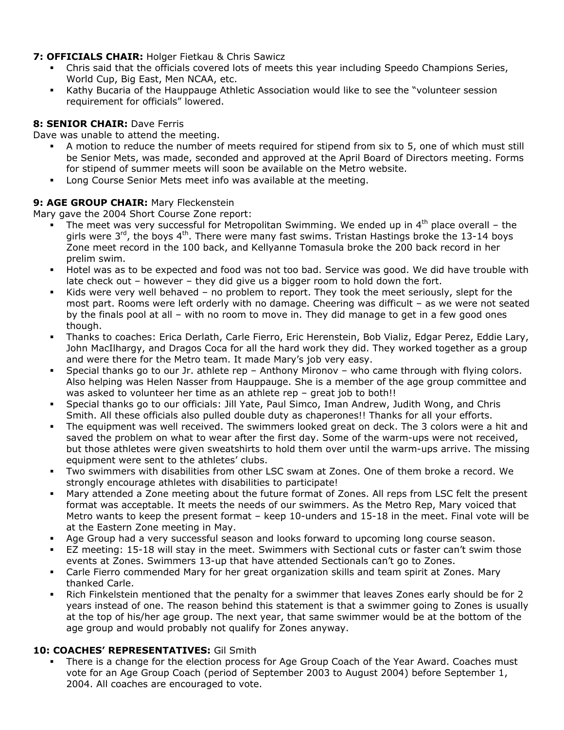**7: OFFICIALS CHAIR:** Holger Fietkau & Chris Sawicz

- Chris said that the officials covered lots of meets this year including Speedo Champions Series, World Cup, Big East, Men NCAA, etc.
- Kathy Bucaria of the Hauppauge Athletic Association would like to see the "volunteer session requirement for officials" lowered.

**8: SENIOR CHAIR:** Dave Ferris

Dave was unable to attend the meeting.

- A motion to reduce the number of meets required for stipend from six to 5, one of which must still be Senior Mets, was made, seconded and approved at the April Board of Directors meeting. Forms for stipend of summer meets will soon be available on the Metro website.
- Long Course Senior Mets meet info was available at the meeting.

**9: AGE GROUP CHAIR:** Mary Fleckenstein

Mary gave the 2004 Short Course Zone report:

- The meet was very successful for Metropolitan Swimming. We ended up in 4th place overall – the girls were 3rd, the boys 4th. There were many fast swims. Tristan Hastings broke the 13-14 boys Zone meet record in the 100 back, and Kellyanne Tomasula broke the 200 back record in her prelim swim.
- Hotel was as to be expected and food was not too bad. Service was good. We did have trouble with late check out – however – they did give us a bigger room to hold down the fort.
- Kids were very well behaved – no problem to report. They took the meet seriously, slept for the most part. Rooms were left orderly with no damage. Cheering was difficult – as we were not seated by the finals pool at all – with no room to move in. They did manage to get in a few good ones though.
- Thanks to coaches: Erica Derlath, Carle Fierro, Eric Herenstein, Bob Vializ, Edgar Perez, Eddie Lary, John MacIlhargy, and Dragos Coca for all the hard work they did. They worked together as a group and were there for the Metro team. It made Mary's job very easy.
- Special thanks go to our Jr. athlete rep – Anthony Mironov – who came through with flying colors. Also helping was Helen Nasser from Hauppauge. She is a member of the age group committee and was asked to volunteer her time as an athlete rep – great job to both!!
- Special thanks go to our officials: Jill Yate, Paul Simco, Iman Andrew, Judith Wong, and Chris Smith. All these officials also pulled double duty as chaperones!! Thanks for all your efforts.
- The equipment was well received. The swimmers looked great on deck. The 3 colors were a hit and saved the problem on what to wear after the first day. Some of the warm-ups were not received, but those athletes were given sweatshirts to hold them over until the warm-ups arrive. The missing equipment were sent to the athletes' clubs.
- Two swimmers with disabilities from other LSC swam at Zones. One of them broke a record. We strongly encourage athletes with disabilities to participate!
- Mary attended a Zone meeting about the future format of Zones. All reps from LSC felt the present format was acceptable. It meets the needs of our swimmers. As the Metro Rep, Mary voiced that Metro wants to keep the present format – keep 10-unders and 15-18 in the meet. Final vote will be at the Eastern Zone meeting in May.
- Age Group had a very successful season and looks forward to upcoming long course season.
- EZ meeting: 15-18 will stay in the meet. Swimmers with Sectional cuts or faster can't swim those events at Zones. Swimmers 13-up that have attended Sectionals can't go to Zones.
- Carle Fierro commended Mary for her great organization skills and team spirit at Zones. Mary thanked Carle.
- Rich Finkelstein mentioned that the penalty for a swimmer that leaves Zones early should be for 2 years instead of one. The reason behind this statement is that a swimmer going to Zones is usually at the top of his/her age group. The next year, that same swimmer would be at the bottom of the age group and would probably not qualify for Zones anyway.

**10: COACHES' REPRESENTATIVES:** Gil Smith

- There is a change for the election process for Age Group Coach of the Year Award. Coaches must vote for an Age Group Coach (period of September 2003 to August 2004) before September 1, 2004. All coaches are encouraged to vote.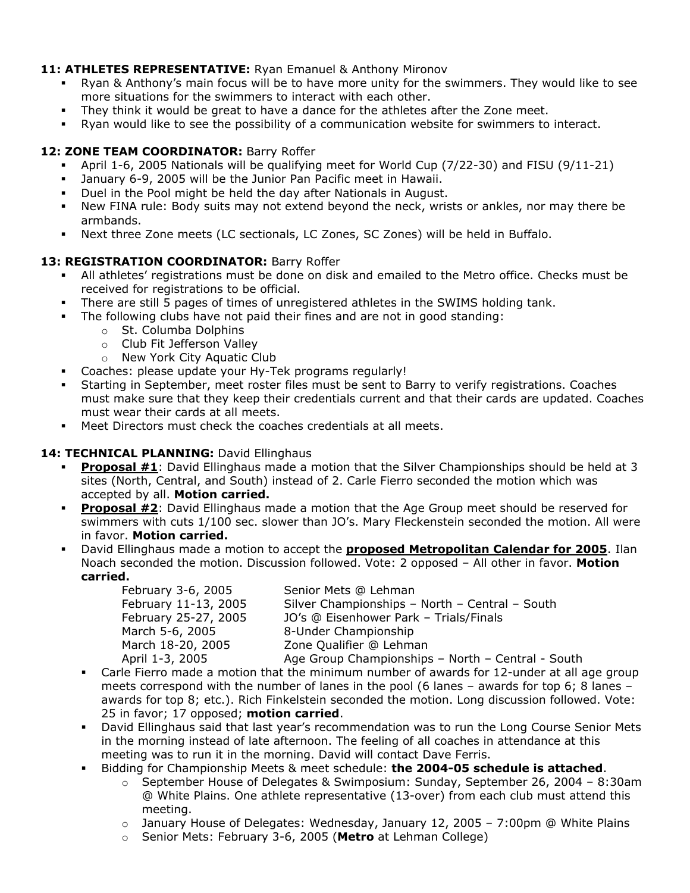**11: ATHLETES REPRESENTATIVE:** Ryan Emanuel & Anthony Mironov

- Ryan & Anthony's main focus will be to have more unity for the swimmers. They would like to see more situations for the swimmers to interact with each other.
- They think it would be great to have a dance for the athletes after the Zone meet.
- Ryan would like to see the possibility of a communication website for swimmers to interact.

**12: ZONE TEAM COORDINATOR:** Barry Roffer

- April 1-6, 2005 Nationals will be qualifying meet for World Cup (7/22-30) and FISU (9/11-21)
- January 6-9, 2005 will be the Junior Pan Pacific meet in Hawaii.
- Duel in the Pool might be held the day after Nationals in August.
- New FINA rule: Body suits may not extend beyond the neck, wrists or ankles, nor may there be armbands.
- Next three Zone meets (LC sectionals, LC Zones, SC Zones) will be held in Buffalo.

**13: REGISTRATION COORDINATOR:** Barry Roffer

- All athletes' registrations must be done on disk and emailed to the Metro office. Checks must be received for registrations to be official.
- There are still 5 pages of times of unregistered athletes in the SWIMS holding tank.
- The following clubs have not paid their fines and are not in good standing:
  - St. Columba Dolphins
  - Club Fit Jefferson Valley
  - New York City Aquatic Club
- Coaches: please update your Hy-Tek programs regularly!
- Starting in September, meet roster files must be sent to Barry to verify registrations. Coaches must make sure that they keep their credentials current and that their cards are updated. Coaches must wear their cards at all meets.
- Meet Directors must check the coaches credentials at all meets.

**14: TECHNICAL PLANNING:** David Ellinghaus

- **Proposal #1**: David Ellinghaus made a motion that the Silver Championships should be held at 3 sites (North, Central, and South) instead of 2. Carle Fierro seconded the motion which was accepted by all. **Motion carried.**
- **Proposal #2**: David Ellinghaus made a motion that the Age Group meet should be reserved for swimmers with cuts 1/100 sec. slower than JO's. Mary Fleckenstein seconded the motion. All were in favor. **Motion carried.**
- David Ellinghaus made a motion to accept the **proposed Metropolitan Calendar for 2005**. Ilan Noach seconded the motion. Discussion followed. Vote: 2 opposed – All other in favor. **Motion carried.**

| | |
|---|---|
| February 3-6, 2005 | Senior Mets @ Lehman |
| February 11-13, 2005 | Silver Championships – North – Central – South |
| February 25-27, 2005 | JO's @ Eisenhower Park – Trials/Finals |
| March 5-6, 2005 | 8-Under Championship |
| March 18-20, 2005 | Zone Qualifier @ Lehman |
| April 1-3, 2005 | Age Group Championships – North – Central - South |

- Carle Fierro made a motion that the minimum number of awards for 12-under at all age group meets correspond with the number of lanes in the pool (6 lanes – awards for top 6; 8 lanes – awards for top 8; etc.). Rich Finkelstein seconded the motion. Long discussion followed. Vote: 25 in favor; 17 opposed; **motion carried**.
- David Ellinghaus said that last year's recommendation was to run the Long Course Senior Mets in the morning instead of late afternoon. The feeling of all coaches in attendance at this meeting was to run it in the morning. David will contact Dave Ferris.
- Bidding for Championship Meets & meet schedule: **the 2004-05 schedule is attached**.
  - September House of Delegates & Swimposium: Sunday, September 26, 2004 – 8:30am @ White Plains. One athlete representative (13-over) from each club must attend this meeting.
  - January House of Delegates: Wednesday, January 12, 2005 – 7:00pm @ White Plains
  - Senior Mets: February 3-6, 2005 (**Metro** at Lehman College)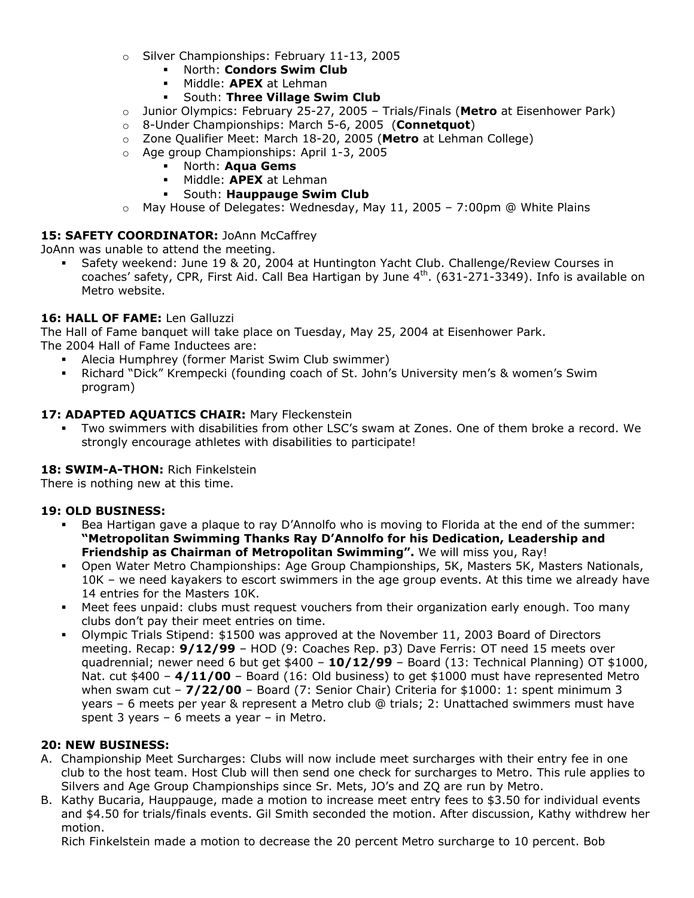- Silver Championships: February 11-13, 2005
  - North: **Condors Swim Club**
  - Middle: **APEX** at Lehman
  - South: **Three Village Swim Club**
- Junior Olympics: February 25-27, 2005 – Trials/Finals (**Metro** at Eisenhower Park)
- 8-Under Championships: March 5-6, 2005 (**Connetquot**)
- Zone Qualifier Meet: March 18-20, 2005 (**Metro** at Lehman College)
- Age group Championships: April 1-3, 2005
  - North: **Aqua Gems**
  - Middle: **APEX** at Lehman
  - South: **Hauppauge Swim Club**
- May House of Delegates: Wednesday, May 11, 2005 – 7:00pm @ White Plains

**15: SAFETY COORDINATOR:** JoAnn McCaffrey

JoAnn was unable to attend the meeting.

- Safety weekend: June 19 & 20, 2004 at Huntington Yacht Club. Challenge/Review Courses in coaches' safety, CPR, First Aid. Call Bea Hartigan by June 4th. (631-271-3349). Info is available on Metro website.

**16: HALL OF FAME:** Len Galluzzi

The Hall of Fame banquet will take place on Tuesday, May 25, 2004 at Eisenhower Park.
The 2004 Hall of Fame Inductees are:

- Alecia Humphrey (former Marist Swim Club swimmer)
- Richard "Dick" Krempecki (founding coach of St. John's University men's & women's Swim program)

**17: ADAPTED AQUATICS CHAIR:** Mary Fleckenstein

- Two swimmers with disabilities from other LSC's swam at Zones. One of them broke a record. We strongly encourage athletes with disabilities to participate!

**18: SWIM-A-THON:** Rich Finkelstein

There is nothing new at this time.

**19: OLD BUSINESS:**

- Bea Hartigan gave a plaque to ray D'Annolfo who is moving to Florida at the end of the summer: **"Metropolitan Swimming Thanks Ray D'Annolfo for his Dedication, Leadership and Friendship as Chairman of Metropolitan Swimming".** We will miss you, Ray!
- Open Water Metro Championships: Age Group Championships, 5K, Masters 5K, Masters Nationals, 10K – we need kayakers to escort swimmers in the age group events. At this time we already have 14 entries for the Masters 10K.
- Meet fees unpaid: clubs must request vouchers from their organization early enough. Too many clubs don't pay their meet entries on time.
- Olympic Trials Stipend: $1500 was approved at the November 11, 2003 Board of Directors meeting. Recap: **9/12/99** – HOD (9: Coaches Rep. p3) Dave Ferris: OT need 15 meets over quadrennial; newer need 6 but get $400 – **10/12/99** – Board (13: Technical Planning) OT $1000, Nat. cut $400 – **4/11/00** – Board (16: Old business) to get $1000 must have represented Metro when swam cut – **7/22/00** – Board (7: Senior Chair) Criteria for $1000: 1: spent minimum 3 years – 6 meets per year & represent a Metro club @ trials; 2: Unattached swimmers must have spent 3 years – 6 meets a year – in Metro.

**20: NEW BUSINESS:**

A. Championship Meet Surcharges: Clubs will now include meet surcharges with their entry fee in one club to the host team. Host Club will then send one check for surcharges to Metro. This rule applies to Silvers and Age Group Championships since Sr. Mets, JO's and ZQ are run by Metro.

B. Kathy Bucaria, Hauppauge, made a motion to increase meet entry fees to $3.50 for individual events and $4.50 for trials/finals events. Gil Smith seconded the motion. After discussion, Kathy withdrew her motion.
Rich Finkelstein made a motion to decrease the 20 percent Metro surcharge to 10 percent. Bob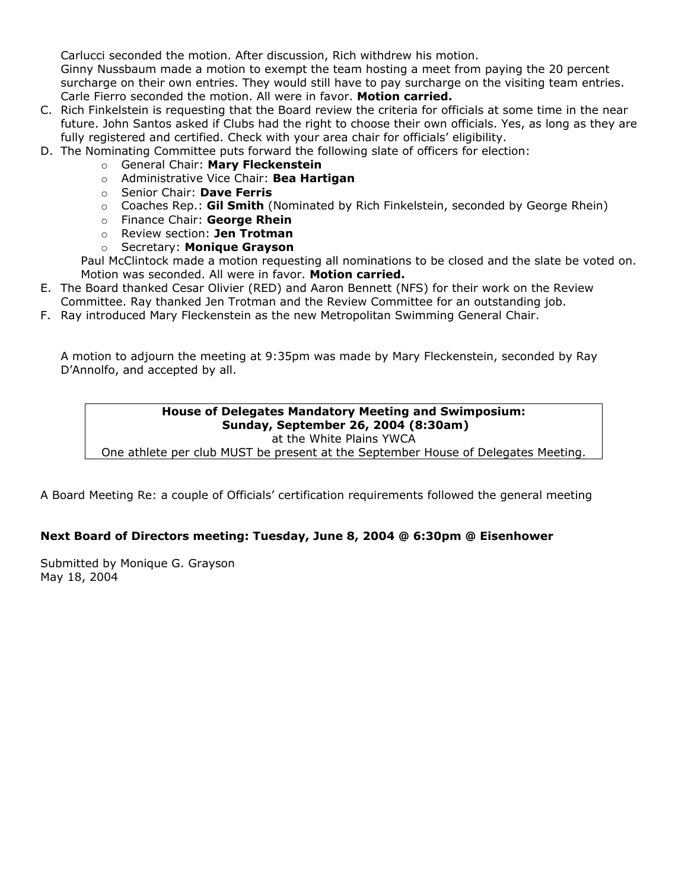Carlucci seconded the motion. After discussion, Rich withdrew his motion.
Ginny Nussbaum made a motion to exempt the team hosting a meet from paying the 20 percent surcharge on their own entries. They would still have to pay surcharge on the visiting team entries. Carle Fierro seconded the motion. All were in favor. **Motion carried.**

C. Rich Finkelstein is requesting that the Board review the criteria for officials at some time in the near future. John Santos asked if Clubs had the right to choose their own officials. Yes, as long as they are fully registered and certified. Check with your area chair for officials' eligibility.
D. The Nominating Committee puts forward the following slate of officers for election:
   - General Chair: **Mary Fleckenstein**
   - Administrative Vice Chair: **Bea Hartigan**
   - Senior Chair: **Dave Ferris**
   - Coaches Rep.: **Gil Smith** (Nominated by Rich Finkelstein, seconded by George Rhein)
   - Finance Chair: **George Rhein**
   - Review section: **Jen Trotman**
   - Secretary: **Monique Grayson**

   Paul McClintock made a motion requesting all nominations to be closed and the slate be voted on. Motion was seconded. All were in favor. **Motion carried.**
E. The Board thanked Cesar Olivier (RED) and Aaron Bennett (NFS) for their work on the Review Committee. Ray thanked Jen Trotman and the Review Committee for an outstanding job.
F. Ray introduced Mary Fleckenstein as the new Metropolitan Swimming General Chair.

A motion to adjourn the meeting at 9:35pm was made by Mary Fleckenstein, seconded by Ray D'Annolfo, and accepted by all.

**House of Delegates Mandatory Meeting and Swimposium:**
**Sunday, September 26, 2004 (8:30am)**
at the White Plains YWCA
One athlete per club MUST be present at the September House of Delegates Meeting.

A Board Meeting Re: a couple of Officials' certification requirements followed the general meeting

**Next Board of Directors meeting: Tuesday, June 8, 2004 @ 6:30pm @ Eisenhower**

Submitted by Monique G. Grayson
May 18, 2004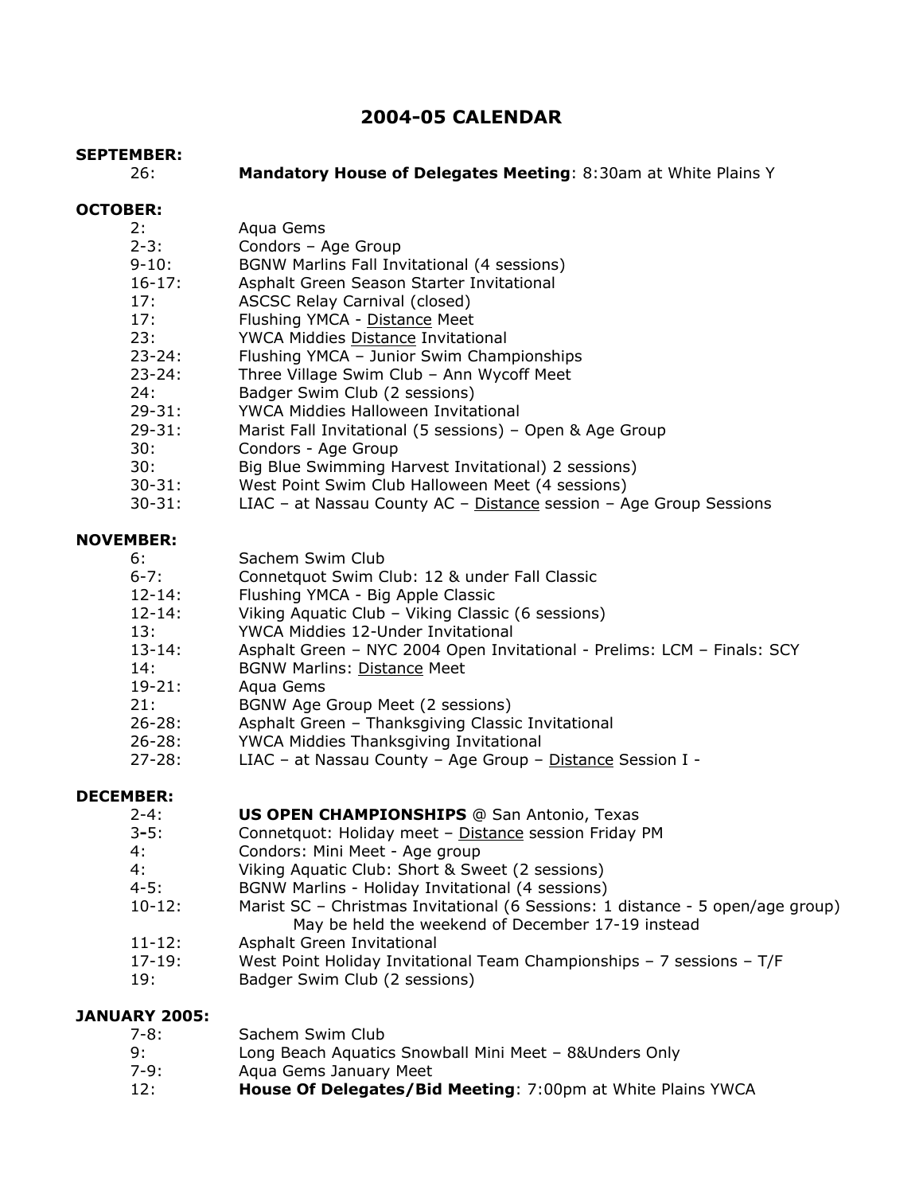# 2004-05 CALENDAR

**SEPTEMBER:**

26: **Mandatory House of Delegates Meeting**: 8:30am at White Plains Y

**OCTOBER:**

2: Aqua Gems
2-3: Condors – Age Group
9-10: BGNW Marlins Fall Invitational (4 sessions)
16-17: Asphalt Green Season Starter Invitational
17: ASCSC Relay Carnival (closed)
17: Flushing YMCA - <u>Distance</u> Meet
23: YWCA Middies <u>Distance</u> Invitational
23-24: Flushing YMCA – Junior Swim Championships
23-24: Three Village Swim Club – Ann Wycoff Meet
24: Badger Swim Club (2 sessions)
29-31: YWCA Middies Halloween Invitational
29-31: Marist Fall Invitational (5 sessions) – Open & Age Group
30: Condors - Age Group
30: Big Blue Swimming Harvest Invitational) 2 sessions)
30-31: West Point Swim Club Halloween Meet (4 sessions)
30-31: LIAC – at Nassau County AC – <u>Distance</u> session – Age Group Sessions

**NOVEMBER:**

6: Sachem Swim Club
6-7: Connetquot Swim Club: 12 & under Fall Classic
12-14: Flushing YMCA - Big Apple Classic
12-14: Viking Aquatic Club – Viking Classic (6 sessions)
13: YWCA Middies 12-Under Invitational
13-14: Asphalt Green – NYC 2004 Open Invitational - Prelims: LCM – Finals: SCY
14: BGNW Marlins: <u>Distance</u> Meet
19-21: Aqua Gems
21: BGNW Age Group Meet (2 sessions)
26-28: Asphalt Green – Thanksgiving Classic Invitational
26-28: YWCA Middies Thanksgiving Invitational
27-28: LIAC – at Nassau County – Age Group – <u>Distance</u> Session I -

**DECEMBER:**

2-4: **US OPEN CHAMPIONSHIPS** @ San Antonio, Texas
3-5: Connetquot: Holiday meet – <u>Distance</u> session Friday PM
4: Condors: Mini Meet - Age group
4: Viking Aquatic Club: Short & Sweet (2 sessions)
4-5: BGNW Marlins - Holiday Invitational (4 sessions)
10-12: Marist SC – Christmas Invitational (6 Sessions: 1 distance - 5 open/age group) May be held the weekend of December 17-19 instead
11-12: Asphalt Green Invitational
17-19: West Point Holiday Invitational Team Championships – 7 sessions – T/F
19: Badger Swim Club (2 sessions)

**JANUARY 2005:**

7-8: Sachem Swim Club
9: Long Beach Aquatics Snowball Mini Meet – 8&Unders Only
7-9: Aqua Gems January Meet
12: **House Of Delegates/Bid Meeting**: 7:00pm at White Plains YWCA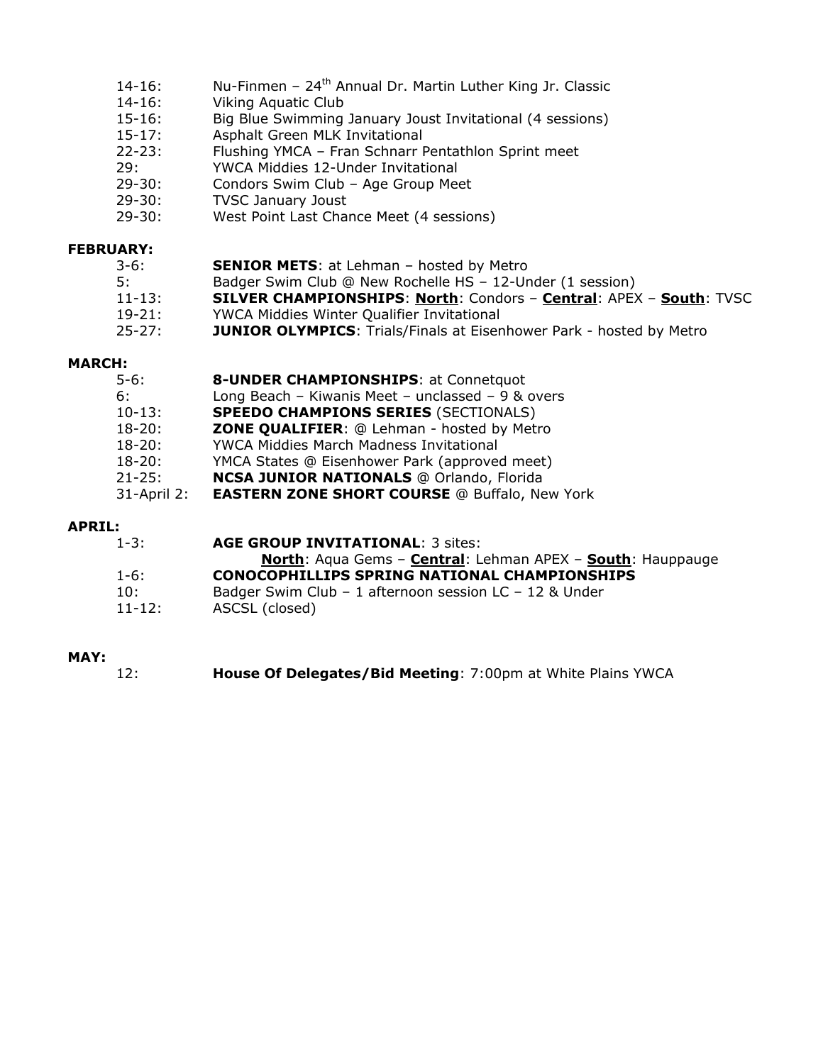14-16: Nu-Finmen – 24th Annual Dr. Martin Luther King Jr. Classic
14-16: Viking Aquatic Club
15-16: Big Blue Swimming January Joust Invitational (4 sessions)
15-17: Asphalt Green MLK Invitational
22-23: Flushing YMCA – Fran Schnarr Pentathlon Sprint meet
29: YWCA Middies 12-Under Invitational
29-30: Condors Swim Club – Age Group Meet
29-30: TVSC January Joust
29-30: West Point Last Chance Meet (4 sessions)

**FEBRUARY:**

3-6: **SENIOR METS**: at Lehman – hosted by Metro
5: Badger Swim Club @ New Rochelle HS – 12-Under (1 session)
11-13: **SILVER CHAMPIONSHIPS**: **North**: Condors – **Central**: APEX – **South**: TVSC
19-21: YWCA Middies Winter Qualifier Invitational
25-27: **JUNIOR OLYMPICS**: Trials/Finals at Eisenhower Park - hosted by Metro

**MARCH:**

5-6: **8-UNDER CHAMPIONSHIPS**: at Connetquot
6: Long Beach – Kiwanis Meet – unclassed – 9 & overs
10-13: **SPEEDO CHAMPIONS SERIES** (SECTIONALS)
18-20: **ZONE QUALIFIER**: @ Lehman - hosted by Metro
18-20: YWCA Middies March Madness Invitational
18-20: YMCA States @ Eisenhower Park (approved meet)
21-25: **NCSA JUNIOR NATIONALS** @ Orlando, Florida
31-April 2: **EASTERN ZONE SHORT COURSE** @ Buffalo, New York

**APRIL:**

1-3: **AGE GROUP INVITATIONAL**: 3 sites:
**North**: Aqua Gems – **Central**: Lehman APEX – **South**: Hauppauge
1-6: **CONOCOPHILLIPS SPRING NATIONAL CHAMPIONSHIPS**
10: Badger Swim Club – 1 afternoon session LC – 12 & Under
11-12: ASCSL (closed)

**MAY:**

12: **House Of Delegates/Bid Meeting**: 7:00pm at White Plains YWCA